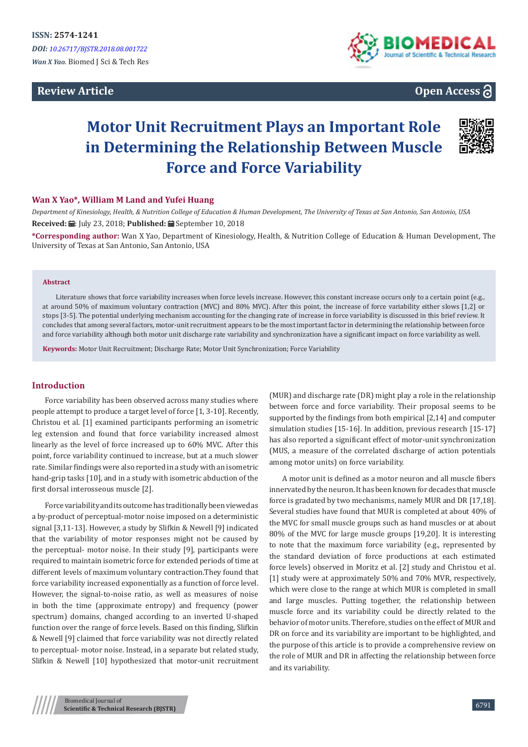ISSN: 2574-1241

*DOI: 10.26717/BJSTR.2018.08.001722*

*Wan X Yao.* Biomed J Sci & Tech Res

**Review Article**

**Open Access**

# Motor Unit Recruitment Plays an Important Role in Determining the Relationship Between Muscle Force and Force Variability

**Wan X Yao\*, William M Land and Yufei Huang**

*Department of Kinesiology, Health, & Nutrition College of Education & Human Development, The University of Texas at San Antonio, San Antonio, USA*

**Received:** July 23, 2018; **Published:** September 10, 2018

**\*Corresponding author:** Wan X Yao, Department of Kinesiology, Health, & Nutrition College of Education & Human Development, The University of Texas at San Antonio, San Antonio, USA

## Abstract

Literature shows that force variability increases when force levels increase. However, this constant increase occurs only to a certain point (e.g., at around 50% of maximum voluntary contraction (MVC) and 80% MVC). After this point, the increase of force variability either slows [1,2] or stops [3-5]. The potential underlying mechanism accounting for the changing rate of increase in force variability is discussed in this brief review. It concludes that among several factors, motor-unit recruitment appears to be the most important factor in determining the relationship between force and force variability although both motor unit discharge rate variability and synchronization have a significant impact on force variability as well.

**Keywords:** Motor Unit Recruitment; Discharge Rate; Motor Unit Synchronization; Force Variability

## Introduction

Force variability has been observed across many studies where people attempt to produce a target level of force [1, 3-10]. Recently, Christou et al. [1] examined participants performing an isometric leg extension and found that force variability increased almost linearly as the level of force increased up to 60% MVC. After this point, force variability continued to increase, but at a much slower rate. Similar findings were also reported in a study with an isometric hand-grip tasks [10], and in a study with isometric abduction of the first dorsal interosseous muscle [2].

Force variability and its outcome has traditionally been viewed as a by-product of perceptual-motor noise imposed on a deterministic signal [3,11-13]. However, a study by Slifkin & Newell [9] indicated that the variability of motor responses might not be caused by the perceptual- motor noise. In their study [9], participants were required to maintain isometric force for extended periods of time at different levels of maximum voluntary contraction.They found that force variability increased exponentially as a function of force level. However, the signal-to-noise ratio, as well as measures of noise in both the time (approximate entropy) and frequency (power spectrum) domains, changed according to an inverted U-shaped function over the range of force levels. Based on this finding, Slifkin & Newell [9] claimed that force variability was not directly related to perceptual- motor noise. Instead, in a separate but related study, Slifkin & Newell [10] hypothesized that motor-unit recruitment (MUR) and discharge rate (DR) might play a role in the relationship between force and force variability. Their proposal seems to be supported by the findings from both empirical [2,14] and computer simulation studies [15-16]. In addition, previous research [15-17] has also reported a significant effect of motor-unit synchronization (MUS, a measure of the correlated discharge of action potentials among motor units) on force variability.

A motor unit is defined as a motor neuron and all muscle fibers innervated by the neuron. It has been known for decades that muscle force is gradated by two mechanisms, namely MUR and DR [17,18]. Several studies have found that MUR is completed at about 40% of the MVC for small muscle groups such as hand muscles or at about 80% of the MVC for large muscle groups [19,20]. It is interesting to note that the maximum force variability (e.g., represented by the standard deviation of force productions at each estimated force levels) observed in Moritz et al. [2] study and Christou et al. [1] study were at approximately 50% and 70% MVR, respectively, which were close to the range at which MUR is completed in small and large muscles. Putting together, the relationship between muscle force and its variability could be directly related to the behavior of motor units. Therefore, studies on the effect of MUR and DR on force and its variability are important to be highlighted, and the purpose of this article is to provide a comprehensive review on the role of MUR and DR in affecting the relationship between force and its variability.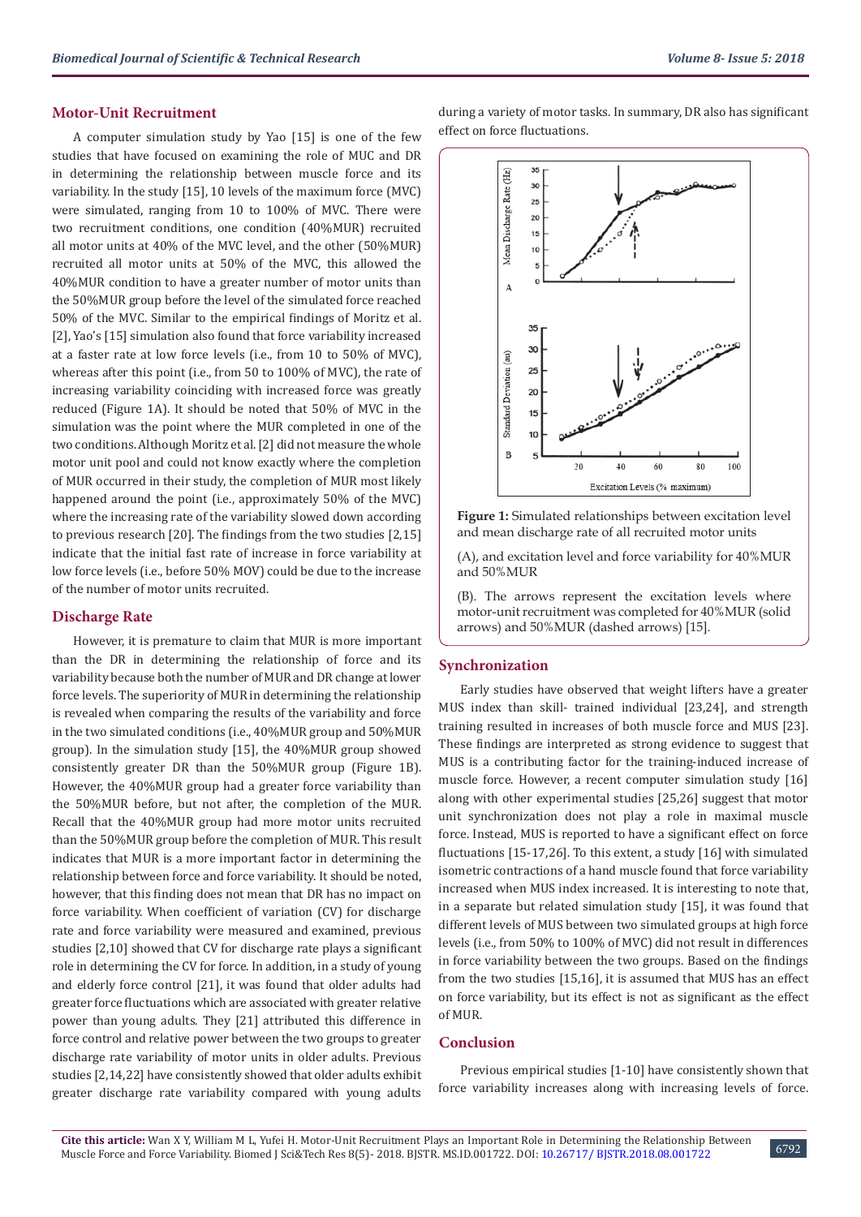## Motor-Unit Recruitment

A computer simulation study by Yao [15] is one of the few studies that have focused on examining the role of MUC and DR in determining the relationship between muscle force and its variability. In the study [15], 10 levels of the maximum force (MVC) were simulated, ranging from 10 to 100% of MVC. There were two recruitment conditions, one condition (40%MUR) recruited all motor units at 40% of the MVC level, and the other (50%MUR) recruited all motor units at 50% of the MVC, this allowed the 40%MUR condition to have a greater number of motor units than the 50%MUR group before the level of the simulated force reached 50% of the MVC. Similar to the empirical findings of Moritz et al. [2], Yao's [15] simulation also found that force variability increased at a faster rate at low force levels (i.e., from 10 to 50% of MVC), whereas after this point (i.e., from 50 to 100% of MVC), the rate of increasing variability coinciding with increased force was greatly reduced (Figure 1A). It should be noted that 50% of MVC in the simulation was the point where the MUR completed in one of the two conditions. Although Moritz et al. [2] did not measure the whole motor unit pool and could not know exactly where the completion of MUR occurred in their study, the completion of MUR most likely happened around the point (i.e., approximately 50% of the MVC) where the increasing rate of the variability slowed down according to previous research [20]. The findings from the two studies [2,15] indicate that the initial fast rate of increase in force variability at low force levels (i.e., before 50% MOV) could be due to the increase of the number of motor units recruited.

## Discharge Rate

However, it is premature to claim that MUR is more important than the DR in determining the relationship of force and its variability because both the number of MUR and DR change at lower force levels. The superiority of MUR in determining the relationship is revealed when comparing the results of the variability and force in the two simulated conditions (i.e., 40%MUR group and 50%MUR group). In the simulation study [15], the 40%MUR group showed consistently greater DR than the 50%MUR group (Figure 1B). However, the 40%MUR group had a greater force variability than the 50%MUR before, but not after, the completion of the MUR. Recall that the 40%MUR group had more motor units recruited than the 50%MUR group before the completion of MUR. This result indicates that MUR is a more important factor in determining the relationship between force and force variability. It should be noted, however, that this finding does not mean that DR has no impact on force variability. When coefficient of variation (CV) for discharge rate and force variability were measured and examined, previous studies [2,10] showed that CV for discharge rate plays a significant role in determining the CV for force. In addition, in a study of young and elderly force control [21], it was found that older adults had greater force fluctuations which are associated with greater relative power than young adults. They [21] attributed this difference in force control and relative power between the two groups to greater discharge rate variability of motor units in older adults. Previous studies [2,14,22] have consistently showed that older adults exhibit greater discharge rate variability compared with young adults during a variety of motor tasks. In summary, DR also has significant effect on force fluctuations.

**Figure 1:** Simulated relationships between excitation level and mean discharge rate of all recruited motor units

(A), and excitation level and force variability for 40%MUR and 50%MUR

(B). The arrows represent the excitation levels where motor-unit recruitment was completed for 40%MUR (solid arrows) and 50%MUR (dashed arrows) [15].

## Synchronization

Early studies have observed that weight lifters have a greater MUS index than skill- trained individual [23,24], and strength training resulted in increases of both muscle force and MUS [23]. These findings are interpreted as strong evidence to suggest that MUS is a contributing factor for the training-induced increase of muscle force. However, a recent computer simulation study [16] along with other experimental studies [25,26] suggest that motor unit synchronization does not play a role in maximal muscle force. Instead, MUS is reported to have a significant effect on force fluctuations [15-17,26]. To this extent, a study [16] with simulated isometric contractions of a hand muscle found that force variability increased when MUS index increased. It is interesting to note that, in a separate but related simulation study [15], it was found that different levels of MUS between two simulated groups at high force levels (i.e., from 50% to 100% of MVC) did not result in differences in force variability between the two groups. Based on the findings from the two studies [15,16], it is assumed that MUS has an effect on force variability, but its effect is not as significant as the effect of MUR.

## Conclusion

Previous empirical studies [1-10] have consistently shown that force variability increases along with increasing levels of force.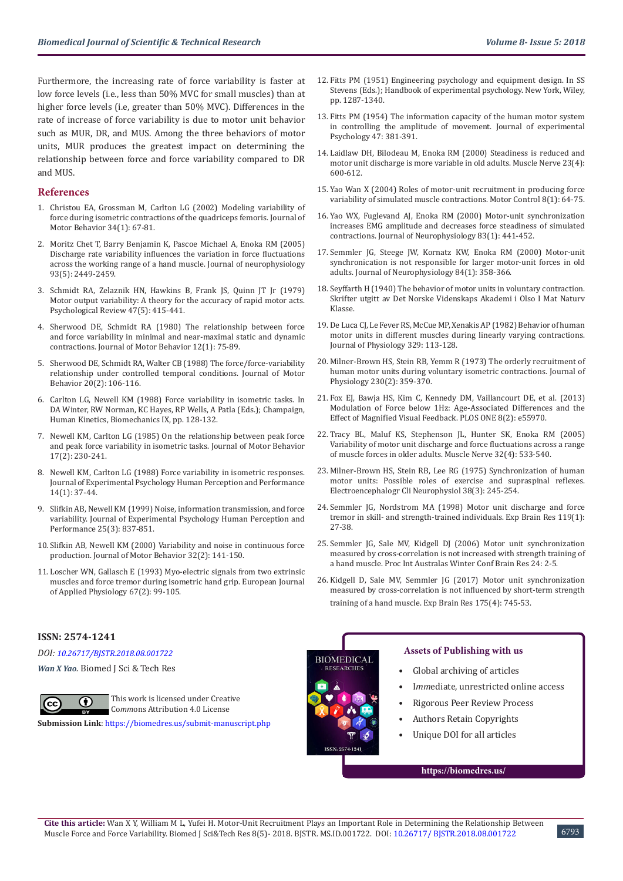Furthermore, the increasing rate of force variability is faster at low force levels (i.e., less than 50% MVC for small muscles) than at higher force levels (i.e, greater than 50% MVC). Differences in the rate of increase of force variability is due to motor unit behavior such as MUR, DR, and MUS. Among the three behaviors of motor units, MUR produces the greatest impact on determining the relationship between force and force variability compared to DR and MUS.

## References

1. Christou EA, Grossman M, Carlton LG (2002) Modeling variability of force during isometric contractions of the quadriceps femoris. Journal of Motor Behavior 34(1): 67-81.
2. Moritz Chet T, Barry Benjamin K, Pascoe Michael A, Enoka RM (2005) Discharge rate variability influences the variation in force fluctuations across the working range of a hand muscle. Journal of neurophysiology 93(5): 2449-2459.
3. Schmidt RA, Zelaznik HN, Hawkins B, Frank JS, Quinn JT Jr (1979) Motor output variability: A theory for the accuracy of rapid motor acts. Psychological Review 47(5): 415-441.
4. Sherwood DE, Schmidt RA (1980) The relationship between force and force variability in minimal and near-maximal static and dynamic contractions. Journal of Motor Behavior 12(1): 75-89.
5. Sherwood DE, Schmidt RA, Walter CB (1988) The force/force-variability relationship under controlled temporal conditions. Journal of Motor Behavior 20(2): 106-116.
6. Carlton LG, Newell KM (1988) Force variability in isometric tasks. In DA Winter, RW Norman, KC Hayes, RP Wells, A Patla (Eds.); Champaign, Human Kinetics, Biomechanics IX, pp. 128-132.
7. Newell KM, Carlton LG (1985) On the relationship between peak force and peak force variability in isometric tasks. Journal of Motor Behavior 17(2): 230-241.
8. Newell KM, Carlton LG (1988) Force variability in isometric responses. Journal of Experimental Psychology Human Perception and Performance 14(1): 37-44.
9. Slifkin AB, Newell KM (1999) Noise, information transmission, and force variability. Journal of Experimental Psychology Human Perception and Performance 25(3): 837-851.
10. Slifkin AB, Newell KM (2000) Variability and noise in continuous force production. Journal of Motor Behavior 32(2): 141-150.
11. Loscher WN, Gallasch E (1993) Myo-electric signals from two extrinsic muscles and force tremor during isometric hand grip. European Journal of Applied Physiology 67(2): 99-105.
12. Fitts PM (1951) Engineering psychology and equipment design. In SS Stevens (Eds.); Handbook of experimental psychology. New York, Wiley, pp. 1287-1340.
13. Fitts PM (1954) The information capacity of the human motor system in controlling the amplitude of movement. Journal of experimental Psychology 47: 381-391.
14. Laidlaw DH, Bilodeau M, Enoka RM (2000) Steadiness is reduced and motor unit discharge is more variable in old adults. Muscle Nerve 23(4): 600-612.
15. Yao Wan X (2004) Roles of motor-unit recruitment in producing force variability of simulated muscle contractions. Motor Control 8(1): 64-75.
16. Yao WX, Fuglevand AJ, Enoka RM (2000) Motor-unit synchronization increases EMG amplitude and decreases force steadiness of simulated contractions. Journal of Neurophysiology 83(1): 441-452.
17. Semmler JG, Steege JW, Kornatz KW, Enoka RM (2000) Motor-unit synchronication is not responsible for larger motor-unit forces in old adults. Journal of Neurophysiology 84(1): 358-366.
18. Seyffarth H (1940) The behavior of motor units in voluntary contraction. Skrifter utgitt av Det Norske Videnskaps Akademi i Olso I Mat Naturv Klasse.
19. De Luca CJ, Le Fever RS, McCue MP, Xenakis AP (1982) Behavior of human motor units in different muscles during linearly varying contractions. Journal of Physiology 329: 113-128.
20. Milner-Brown HS, Stein RB, Yemm R (1973) The orderly recruitment of human motor units during voluntary isometric contractions. Journal of Physiology 230(2): 359-370.
21. Fox EJ, Bawja HS, Kim C, Kennedy DM, Vaillancourt DE, et al. (2013) Modulation of Force below 1Hz: Age-Associated Differences and the Effect of Magnified Visual Feedback. PLOS ONE 8(2): e55970.
22. Tracy BL, Maluf KS, Stephenson JL, Hunter SK, Enoka RM (2005) Variability of motor unit discharge and force fluctuations across a range of muscle forces in older adults. Muscle Nerve 32(4): 533-540.
23. Milner-Brown HS, Stein RB, Lee RG (1975) Synchronization of human motor units: Possible roles of exercise and supraspinal reflexes. Electroencephalogr Cli Neurophysiol 38(3): 245-254.
24. Semmler JG, Nordstrom MA (1998) Motor unit discharge and force tremor in skill- and strength-trained individuals. Exp Brain Res 119(1): 27-38.
25. Semmler JG, Sale MV, Kidgell DJ (2006) Motor unit synchronization measured by cross-correlation is not increased with strength training of a hand muscle. Proc Int Australas Winter Conf Brain Res 24: 2-5.
26. Kidgell D, Sale MV, Semmler JG (2017) Motor unit synchronization measured by cross-correlation is not influenced by short-term strength training of a hand muscle. Exp Brain Res 175(4): 745-53.

**ISSN: 2574-1241**

*DOI: 10.26717/BJSTR.2018.08.001722*

*Wan X Yao.* Biomed J Sci & Tech Res

This work is licensed under Creative Commons Attribution 4.0 License

**Submission Link**: https://biomedres.us/submit-manuscript.php

**Assets of Publishing with us**

- Global archiving of articles
- Immediate, unrestricted online access
- Rigorous Peer Review Process
- Authors Retain Copyrights
- Unique DOI for all articles

**https://biomedres.us/**

**Cite this article:** Wan X Y, William M L, Yufei H. Motor-Unit Recruitment Plays an Important Role in Determining the Relationship Between Muscle Force and Force Variability. Biomed J Sci&Tech Res 8(5)- 2018. BJSTR. MS.ID.001722. DOI: 10.26717/ BJSTR.2018.08.001722